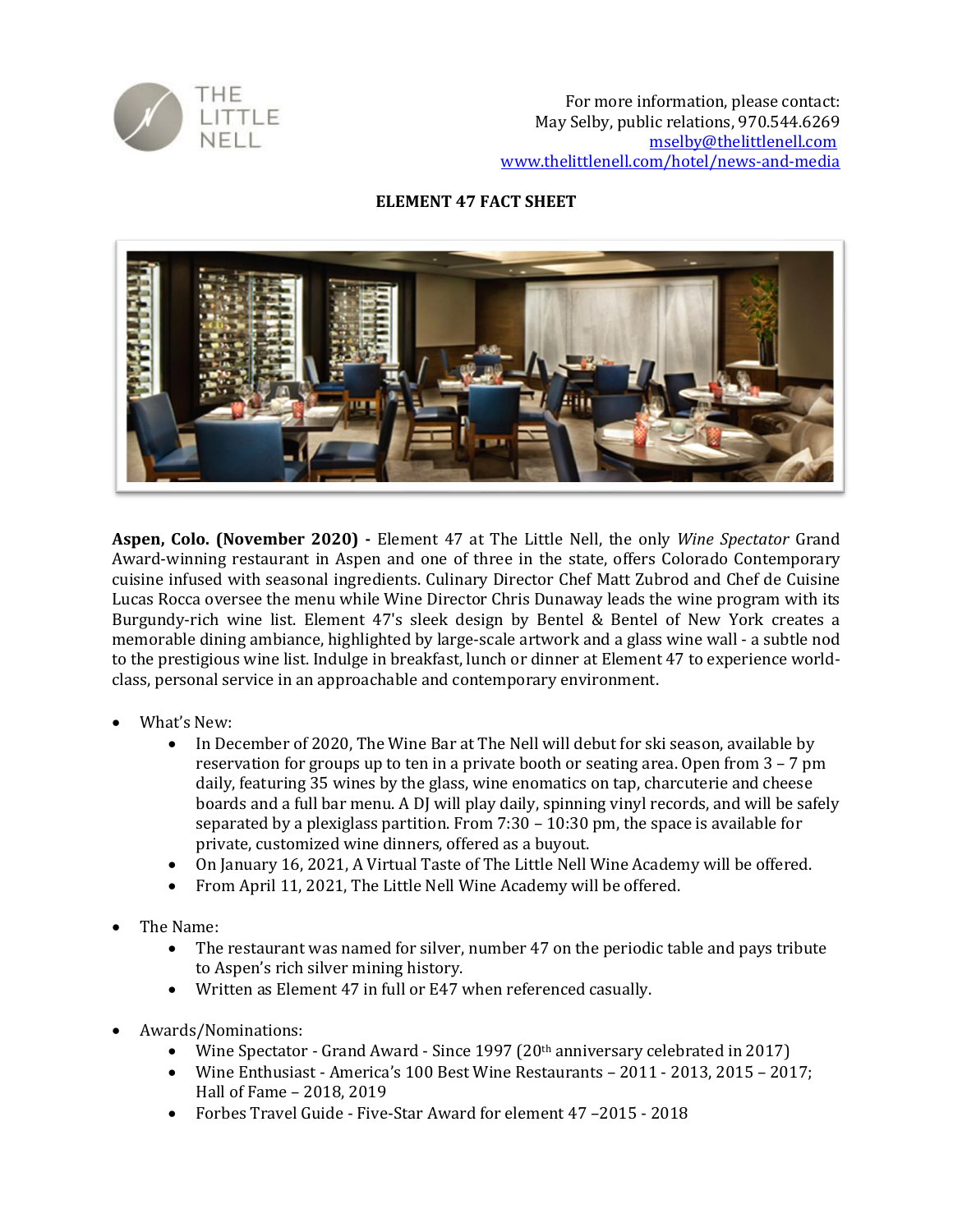THE LITTLE NELL

For more information, please contact:
May Selby, public relations, 970.544.6269
mselby@thelittlenell.com
www.thelittlenell.com/hotel/news-and-media

# ELEMENT 47 FACT SHEET

**Aspen, Colo. (November 2020) -** Element 47 at The Little Nell, the only *Wine Spectator* Grand Award-winning restaurant in Aspen and one of three in the state, offers Colorado Contemporary cuisine infused with seasonal ingredients. Culinary Director Chef Matt Zubrod and Chef de Cuisine Lucas Rocca oversee the menu while Wine Director Chris Dunaway leads the wine program with its Burgundy-rich wine list. Element 47's sleek design by Bentel & Bentel of New York creates a memorable dining ambiance, highlighted by large-scale artwork and a glass wine wall - a subtle nod to the prestigious wine list. Indulge in breakfast, lunch or dinner at Element 47 to experience world-class, personal service in an approachable and contemporary environment.

- What's New:
  - In December of 2020, The Wine Bar at The Nell will debut for ski season, available by reservation for groups up to ten in a private booth or seating area. Open from 3 – 7 pm daily, featuring 35 wines by the glass, wine enomatics on tap, charcuterie and cheese boards and a full bar menu. A DJ will play daily, spinning vinyl records, and will be safely separated by a plexiglass partition. From 7:30 – 10:30 pm, the space is available for private, customized wine dinners, offered as a buyout.
  - On January 16, 2021, A Virtual Taste of The Little Nell Wine Academy will be offered.
  - From April 11, 2021, The Little Nell Wine Academy will be offered.
- The Name:
  - The restaurant was named for silver, number 47 on the periodic table and pays tribute to Aspen's rich silver mining history.
  - Written as Element 47 in full or E47 when referenced casually.
- Awards/Nominations:
  - Wine Spectator - Grand Award - Since 1997 (20th anniversary celebrated in 2017)
  - Wine Enthusiast - America's 100 Best Wine Restaurants – 2011 - 2013, 2015 – 2017; Hall of Fame – 2018, 2019
  - Forbes Travel Guide - Five-Star Award for element 47 –2015 - 2018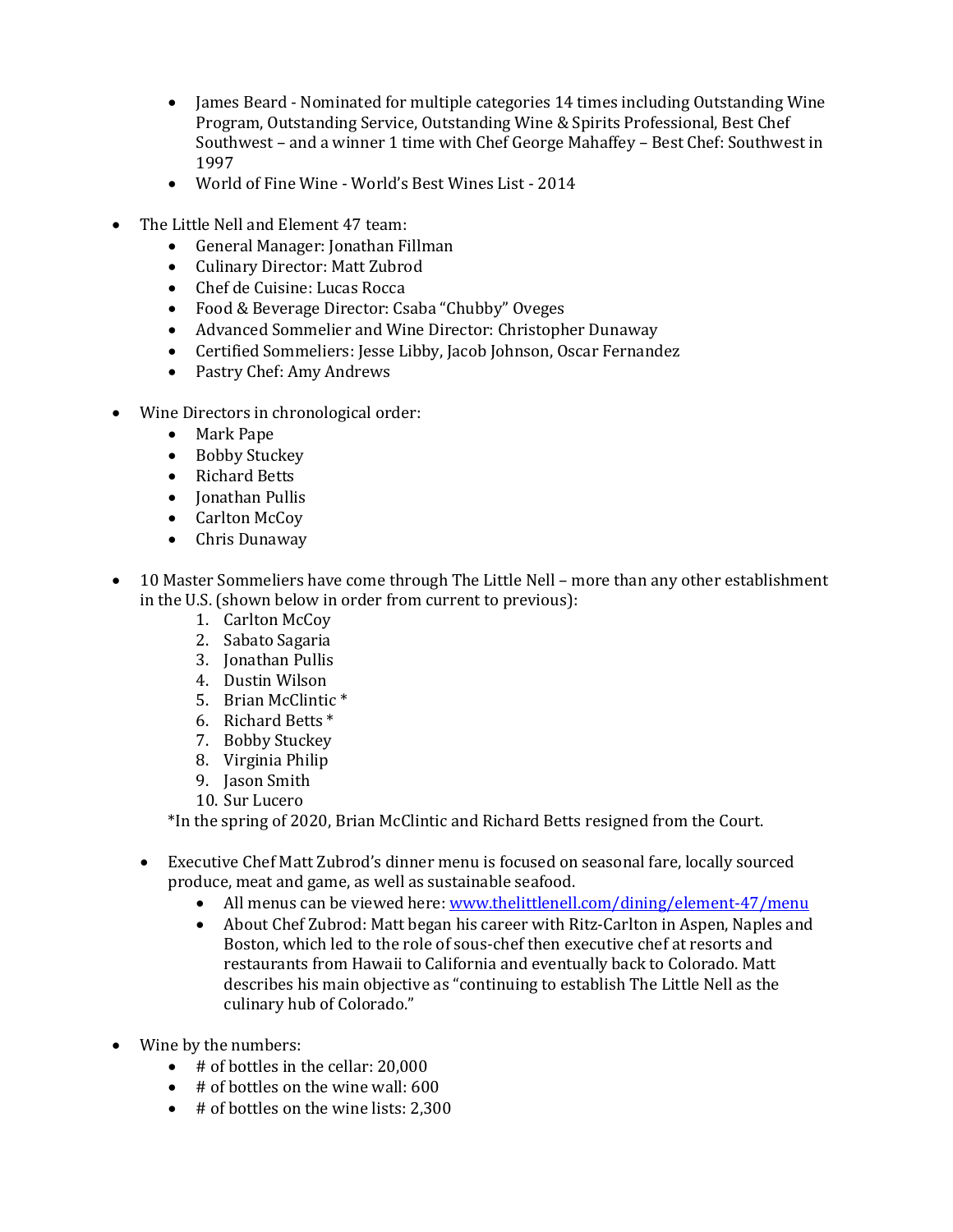- James Beard - Nominated for multiple categories 14 times including Outstanding Wine Program, Outstanding Service, Outstanding Wine & Spirits Professional, Best Chef Southwest – and a winner 1 time with Chef George Mahaffey – Best Chef: Southwest in 1997
    - World of Fine Wine - World's Best Wines List - 2014

- The Little Nell and Element 47 team:
    - General Manager: Jonathan Fillman
    - Culinary Director: Matt Zubrod
    - Chef de Cuisine: Lucas Rocca
    - Food & Beverage Director: Csaba "Chubby" Oveges
    - Advanced Sommelier and Wine Director: Christopher Dunaway
    - Certified Sommeliers: Jesse Libby, Jacob Johnson, Oscar Fernandez
    - Pastry Chef: Amy Andrews

- Wine Directors in chronological order:
    - Mark Pape
    - Bobby Stuckey
    - Richard Betts
    - Jonathan Pullis
    - Carlton McCoy
    - Chris Dunaway

- 10 Master Sommeliers have come through The Little Nell – more than any other establishment in the U.S. (shown below in order from current to previous):
    1. Carlton McCoy
    2. Sabato Sagaria
    3. Jonathan Pullis
    4. Dustin Wilson
    5. Brian McClintic *
    6. Richard Betts *
    7. Bobby Stuckey
    8. Virginia Philip
    9. Jason Smith
    10. Sur Lucero

    *In the spring of 2020, Brian McClintic and Richard Betts resigned from the Court.

    - Executive Chef Matt Zubrod's dinner menu is focused on seasonal fare, locally sourced produce, meat and game, as well as sustainable seafood.
        - All menus can be viewed here: [www.thelittlenell.com/dining/element-47/menu](http://www.thelittlenell.com/dining/element-47/menu)
        - About Chef Zubrod: Matt began his career with Ritz-Carlton in Aspen, Naples and Boston, which led to the role of sous-chef then executive chef at resorts and restaurants from Hawaii to California and eventually back to Colorado. Matt describes his main objective as "continuing to establish The Little Nell as the culinary hub of Colorado."

- Wine by the numbers:
    - # of bottles in the cellar: 20,000
    - # of bottles on the wine wall: 600
    - # of bottles on the wine lists: 2,300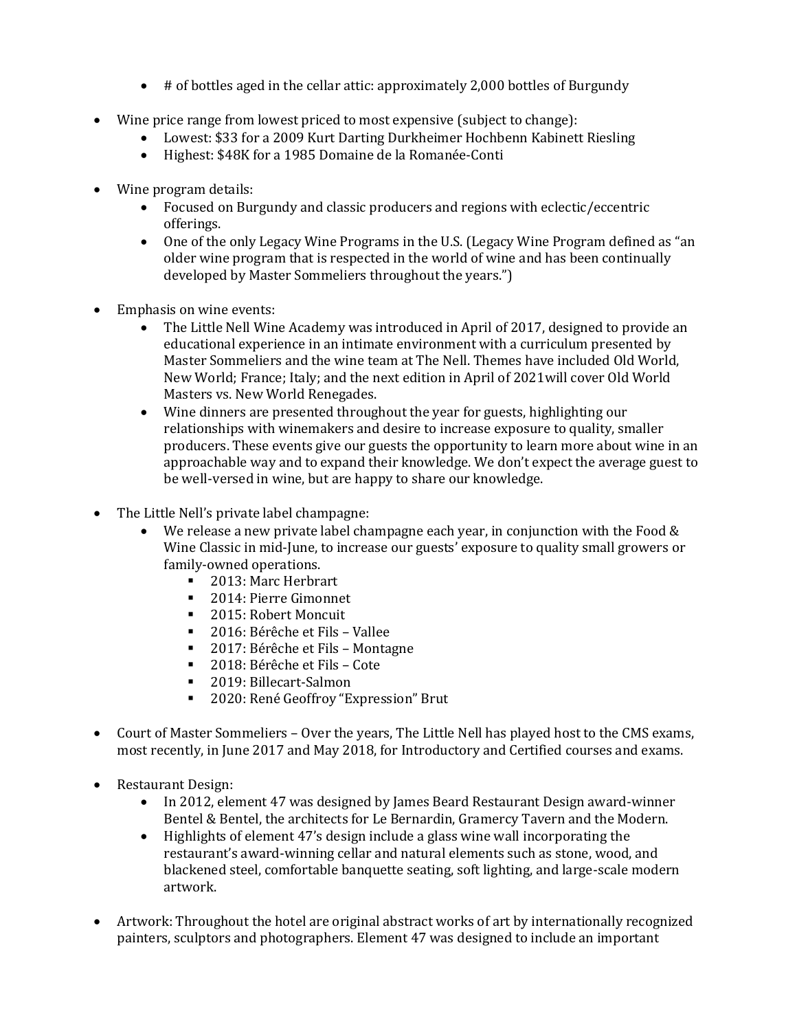- # of bottles aged in the cellar attic: approximately 2,000 bottles of Burgundy

- Wine price range from lowest priced to most expensive (subject to change):
    - Lowest: $33 for a 2009 Kurt Darting Durkheimer Hochbenn Kabinett Riesling
    - Highest: $48K for a 1985 Domaine de la Romanée-Conti

- Wine program details:
    - Focused on Burgundy and classic producers and regions with eclectic/eccentric offerings.
    - One of the only Legacy Wine Programs in the U.S. (Legacy Wine Program defined as "an older wine program that is respected in the world of wine and has been continually developed by Master Sommeliers throughout the years.")

- Emphasis on wine events:
    - The Little Nell Wine Academy was introduced in April of 2017, designed to provide an educational experience in an intimate environment with a curriculum presented by Master Sommeliers and the wine team at The Nell. Themes have included Old World, New World; France; Italy; and the next edition in April of 2021will cover Old World Masters vs. New World Renegades.
    - Wine dinners are presented throughout the year for guests, highlighting our relationships with winemakers and desire to increase exposure to quality, smaller producers. These events give our guests the opportunity to learn more about wine in an approachable way and to expand their knowledge. We don't expect the average guest to be well-versed in wine, but are happy to share our knowledge.

- The Little Nell's private label champagne:
    - We release a new private label champagne each year, in conjunction with the Food & Wine Classic in mid-June, to increase our guests' exposure to quality small growers or family-owned operations.
        - 2013: Marc Herbrart
        - 2014: Pierre Gimonnet
        - 2015: Robert Moncuit
        - 2016: Bérêche et Fils – Vallee
        - 2017: Bérêche et Fils – Montagne
        - 2018: Bérêche et Fils – Cote
        - 2019: Billecart-Salmon
        - 2020: René Geoffroy "Expression" Brut

- Court of Master Sommeliers – Over the years, The Little Nell has played host to the CMS exams, most recently, in June 2017 and May 2018, for Introductory and Certified courses and exams.

- Restaurant Design:
    - In 2012, element 47 was designed by James Beard Restaurant Design award-winner Bentel & Bentel, the architects for Le Bernardin, Gramercy Tavern and the Modern.
    - Highlights of element 47's design include a glass wine wall incorporating the restaurant's award-winning cellar and natural elements such as stone, wood, and blackened steel, comfortable banquette seating, soft lighting, and large-scale modern artwork.

- Artwork: Throughout the hotel are original abstract works of art by internationally recognized painters, sculptors and photographers. Element 47 was designed to include an important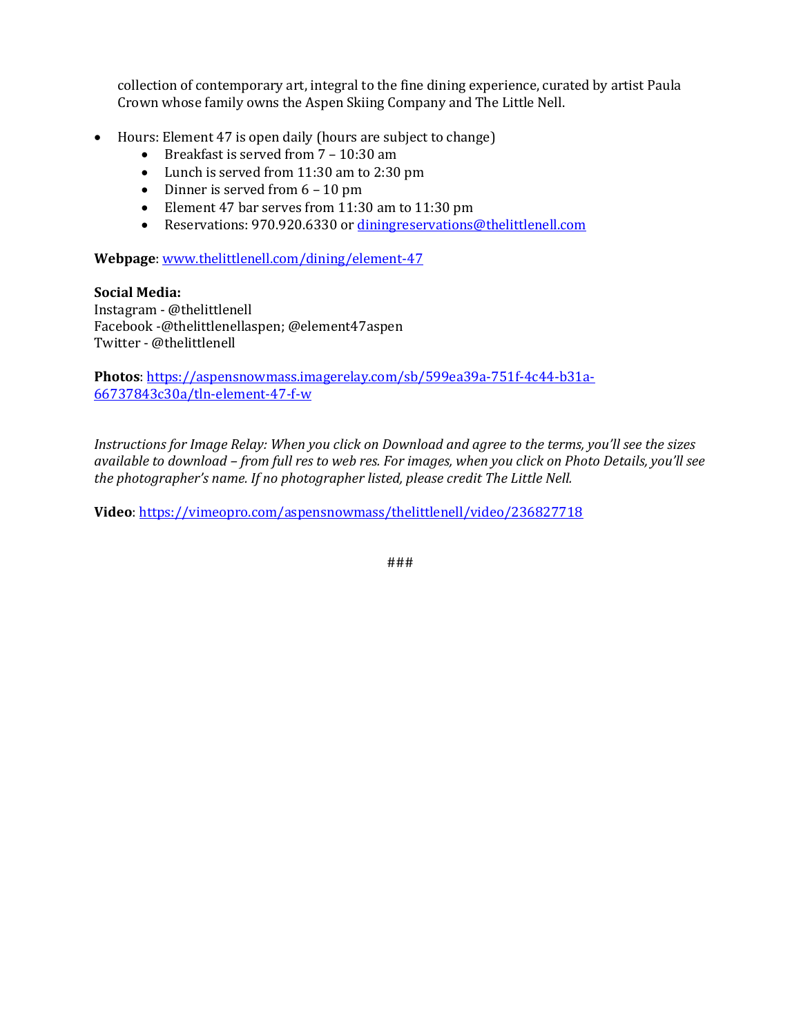collection of contemporary art, integral to the fine dining experience, curated by artist Paula Crown whose family owns the Aspen Skiing Company and The Little Nell.

- Hours: Element 47 is open daily (hours are subject to change)
    - Breakfast is served from 7 – 10:30 am
    - Lunch is served from 11:30 am to 2:30 pm
    - Dinner is served from 6 – 10 pm
    - Element 47 bar serves from 11:30 am to 11:30 pm
    - Reservations: 970.920.6330 or diningreservations@thelittlenell.com

**Webpage**: www.thelittlenell.com/dining/element-47

**Social Media:**
Instagram - @thelittlenell
Facebook -@thelittlenellaspen; @element47aspen
Twitter - @thelittlenell

**Photos**: https://aspensnowmass.imagerelay.com/sb/599ea39a-751f-4c44-b31a-66737843c30a/tln-element-47-f-w

*Instructions for Image Relay: When you click on Download and agree to the terms, you'll see the sizes available to download – from full res to web res. For images, when you click on Photo Details, you'll see the photographer's name. If no photographer listed, please credit The Little Nell.*

**Video**: https://vimeopro.com/aspensnowmass/thelittlenell/video/236827718

###